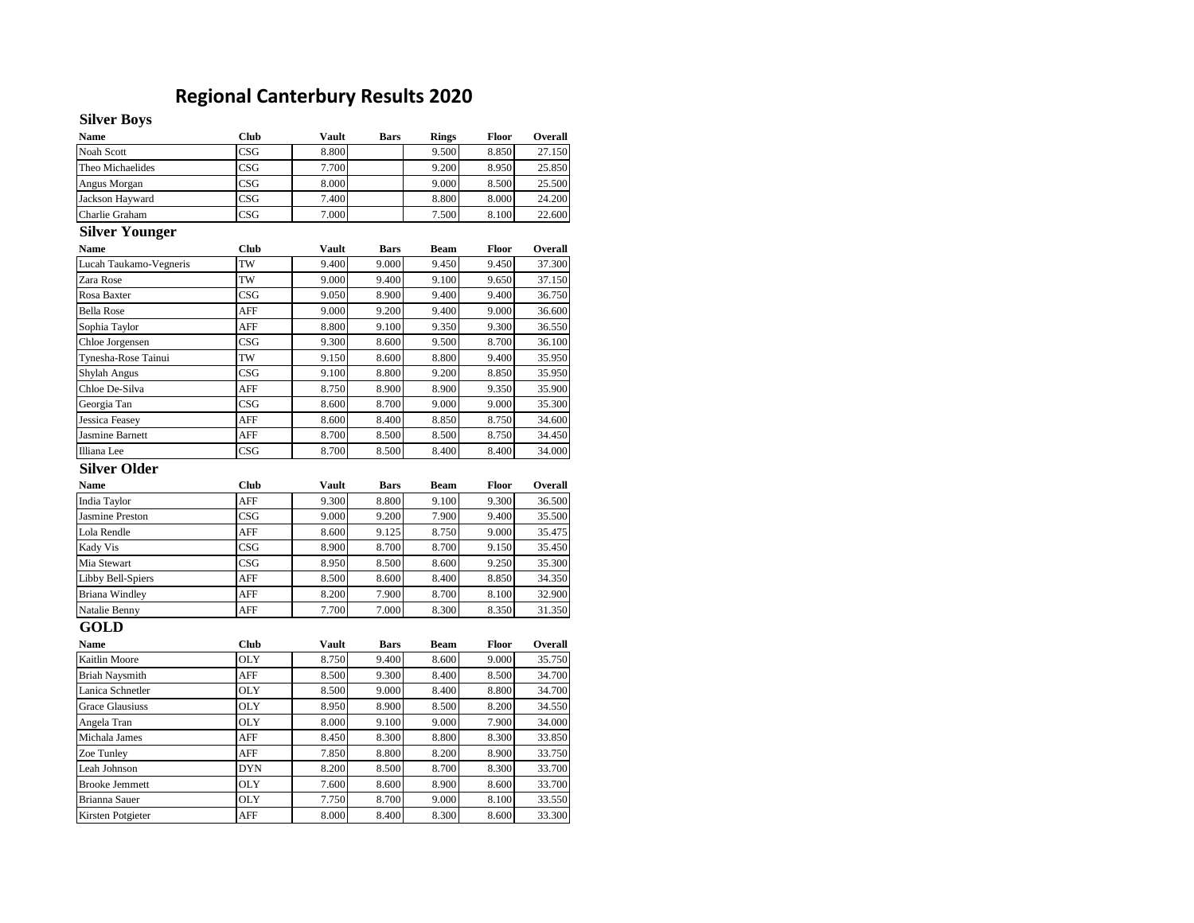# Regional Canterbury Results 2020

## Silver Boys

| Name | Club | Vault | Bars | Rings | Floor | Overall |
|---|---|---|---|---|---|---|
| Noah Scott | CSG | 8.800 | | 9.500 | 8.850 | 27.150 |
| Theo Michaelides | CSG | 7.700 | | 9.200 | 8.950 | 25.850 |
| Angus Morgan | CSG | 8.000 | | 9.000 | 8.500 | 25.500 |
| Jackson Hayward | CSG | 7.400 | | 8.800 | 8.000 | 24.200 |
| Charlie Graham | CSG | 7.000 | | 7.500 | 8.100 | 22.600 |

## Silver Younger

| Name | Club | Vault | Bars | Beam | Floor | Overall |
|---|---|---|---|---|---|---|
| Lucah Taukamo-Vegneris | TW | 9.400 | 9.000 | 9.450 | 9.450 | 37.300 |
| Zara Rose | TW | 9.000 | 9.400 | 9.100 | 9.650 | 37.150 |
| Rosa Baxter | CSG | 9.050 | 8.900 | 9.400 | 9.400 | 36.750 |
| Bella Rose | AFF | 9.000 | 9.200 | 9.400 | 9.000 | 36.600 |
| Sophia Taylor | AFF | 8.800 | 9.100 | 9.350 | 9.300 | 36.550 |
| Chloe Jorgensen | CSG | 9.300 | 8.600 | 9.500 | 8.700 | 36.100 |
| Tynesha-Rose Tainui | TW | 9.150 | 8.600 | 8.800 | 9.400 | 35.950 |
| Shylah Angus | CSG | 9.100 | 8.800 | 9.200 | 8.850 | 35.950 |
| Chloe De-Silva | AFF | 8.750 | 8.900 | 8.900 | 9.350 | 35.900 |
| Georgia Tan | CSG | 8.600 | 8.700 | 9.000 | 9.000 | 35.300 |
| Jessica Feasey | AFF | 8.600 | 8.400 | 8.850 | 8.750 | 34.600 |
| Jasmine Barnett | AFF | 8.700 | 8.500 | 8.500 | 8.750 | 34.450 |
| Illiana Lee | CSG | 8.700 | 8.500 | 8.400 | 8.400 | 34.000 |

## Silver Older

| Name | Club | Vault | Bars | Beam | Floor | Overall |
|---|---|---|---|---|---|---|
| India Taylor | AFF | 9.300 | 8.800 | 9.100 | 9.300 | 36.500 |
| Jasmine Preston | CSG | 9.000 | 9.200 | 7.900 | 9.400 | 35.500 |
| Lola Rendle | AFF | 8.600 | 9.125 | 8.750 | 9.000 | 35.475 |
| Kady Vis | CSG | 8.900 | 8.700 | 8.700 | 9.150 | 35.450 |
| Mia Stewart | CSG | 8.950 | 8.500 | 8.600 | 9.250 | 35.300 |
| Libby Bell-Spiers | AFF | 8.500 | 8.600 | 8.400 | 8.850 | 34.350 |
| Briana Windley | AFF | 8.200 | 7.900 | 8.700 | 8.100 | 32.900 |
| Natalie Benny | AFF | 7.700 | 7.000 | 8.300 | 8.350 | 31.350 |

## GOLD

| Name | Club | Vault | Bars | Beam | Floor | Overall |
|---|---|---|---|---|---|---|
| Kaitlin Moore | OLY | 8.750 | 9.400 | 8.600 | 9.000 | 35.750 |
| Briah Naysmith | AFF | 8.500 | 9.300 | 8.400 | 8.500 | 34.700 |
| Lanica Schnetler | OLY | 8.500 | 9.000 | 8.400 | 8.800 | 34.700 |
| Grace Glausiuss | OLY | 8.950 | 8.900 | 8.500 | 8.200 | 34.550 |
| Angela Tran | OLY | 8.000 | 9.100 | 9.000 | 7.900 | 34.000 |
| Michala James | AFF | 8.450 | 8.300 | 8.800 | 8.300 | 33.850 |
| Zoe Tunley | AFF | 7.850 | 8.800 | 8.200 | 8.900 | 33.750 |
| Leah Johnson | DYN | 8.200 | 8.500 | 8.700 | 8.300 | 33.700 |
| Brooke Jemmett | OLY | 7.600 | 8.600 | 8.900 | 8.600 | 33.700 |
| Brianna Sauer | OLY | 7.750 | 8.700 | 9.000 | 8.100 | 33.550 |
| Kirsten Potgieter | AFF | 8.000 | 8.400 | 8.300 | 8.600 | 33.300 |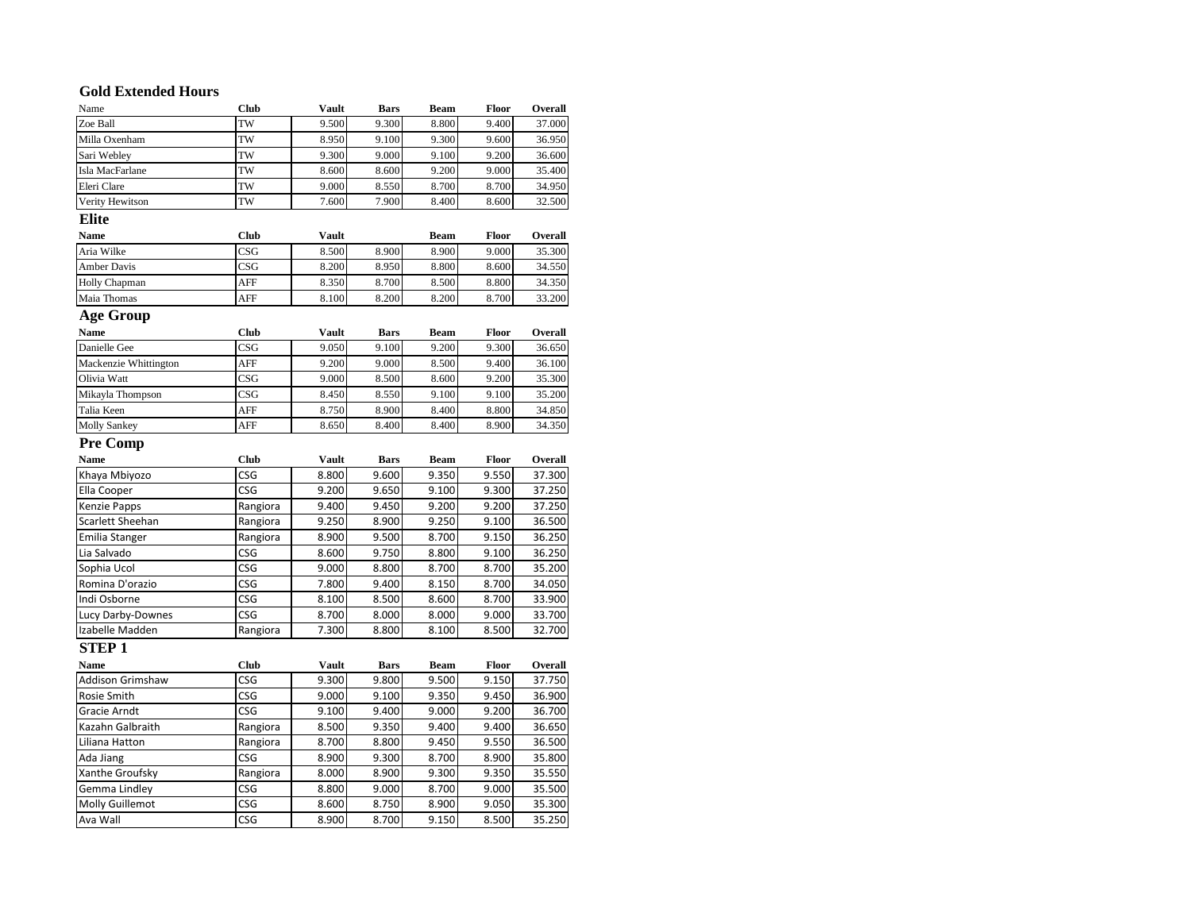## Gold Extended Hours

| Name | Club | Vault | Bars | Beam | Floor | Overall |
|---|---|---|---|---|---|---|
| Zoe Ball | TW | 9.500 | 9.300 | 8.800 | 9.400 | 37.000 |
| Milla Oxenham | TW | 8.950 | 9.100 | 9.300 | 9.600 | 36.950 |
| Sari Webley | TW | 9.300 | 9.000 | 9.100 | 9.200 | 36.600 |
| Isla MacFarlane | TW | 8.600 | 8.600 | 9.200 | 9.000 | 35.400 |
| Eleri Clare | TW | 9.000 | 8.550 | 8.700 | 8.700 | 34.950 |
| Verity Hewitson | TW | 7.600 | 7.900 | 8.400 | 8.600 | 32.500 |

## Elite

| Name | Club | Vault | | Beam | Floor | Overall |
|---|---|---|---|---|---|---|
| Aria Wilke | CSG | 8.500 | 8.900 | 8.900 | 9.000 | 35.300 |
| Amber Davis | CSG | 8.200 | 8.950 | 8.800 | 8.600 | 34.550 |
| Holly Chapman | AFF | 8.350 | 8.700 | 8.500 | 8.800 | 34.350 |
| Maia Thomas | AFF | 8.100 | 8.200 | 8.200 | 8.700 | 33.200 |

## Age Group

| Name | Club | Vault | Bars | Beam | Floor | Overall |
|---|---|---|---|---|---|---|
| Danielle Gee | CSG | 9.050 | 9.100 | 9.200 | 9.300 | 36.650 |
| Mackenzie Whittington | AFF | 9.200 | 9.000 | 8.500 | 9.400 | 36.100 |
| Olivia Watt | CSG | 9.000 | 8.500 | 8.600 | 9.200 | 35.300 |
| Mikayla Thompson | CSG | 8.450 | 8.550 | 9.100 | 9.100 | 35.200 |
| Talia Keen | AFF | 8.750 | 8.900 | 8.400 | 8.800 | 34.850 |
| Molly Sankey | AFF | 8.650 | 8.400 | 8.400 | 8.900 | 34.350 |

## Pre Comp

| Name | Club | Vault | Bars | Beam | Floor | Overall |
|---|---|---|---|---|---|---|
| Khaya Mbiyozo | CSG | 8.800 | 9.600 | 9.350 | 9.550 | 37.300 |
| Ella Cooper | CSG | 9.200 | 9.650 | 9.100 | 9.300 | 37.250 |
| Kenzie Papps | Rangiora | 9.400 | 9.450 | 9.200 | 9.200 | 37.250 |
| Scarlett Sheehan | Rangiora | 9.250 | 8.900 | 9.250 | 9.100 | 36.500 |
| Emilia Stanger | Rangiora | 8.900 | 9.500 | 8.700 | 9.150 | 36.250 |
| Lia Salvado | CSG | 8.600 | 9.750 | 8.800 | 9.100 | 36.250 |
| Sophia Ucol | CSG | 9.000 | 8.800 | 8.700 | 8.700 | 35.200 |
| Romina D'orazio | CSG | 7.800 | 9.400 | 8.150 | 8.700 | 34.050 |
| Indi Osborne | CSG | 8.100 | 8.500 | 8.600 | 8.700 | 33.900 |
| Lucy Darby-Downes | CSG | 8.700 | 8.000 | 8.000 | 9.000 | 33.700 |
| Izabelle Madden | Rangiora | 7.300 | 8.800 | 8.100 | 8.500 | 32.700 |

## STEP 1

| Name | Club | Vault | Bars | Beam | Floor | Overall |
|---|---|---|---|---|---|---|
| Addison Grimshaw | CSG | 9.300 | 9.800 | 9.500 | 9.150 | 37.750 |
| Rosie Smith | CSG | 9.000 | 9.100 | 9.350 | 9.450 | 36.900 |
| Gracie Arndt | CSG | 9.100 | 9.400 | 9.000 | 9.200 | 36.700 |
| Kazahn Galbraith | Rangiora | 8.500 | 9.350 | 9.400 | 9.400 | 36.650 |
| Liliana Hatton | Rangiora | 8.700 | 8.800 | 9.450 | 9.550 | 36.500 |
| Ada Jiang | CSG | 8.900 | 9.300 | 8.700 | 8.900 | 35.800 |
| Xanthe Groufsky | Rangiora | 8.000 | 8.900 | 9.300 | 9.350 | 35.550 |
| Gemma Lindley | CSG | 8.800 | 9.000 | 8.700 | 9.000 | 35.500 |
| Molly Guillemot | CSG | 8.600 | 8.750 | 8.900 | 9.050 | 35.300 |
| Ava Wall | CSG | 8.900 | 8.700 | 9.150 | 8.500 | 35.250 |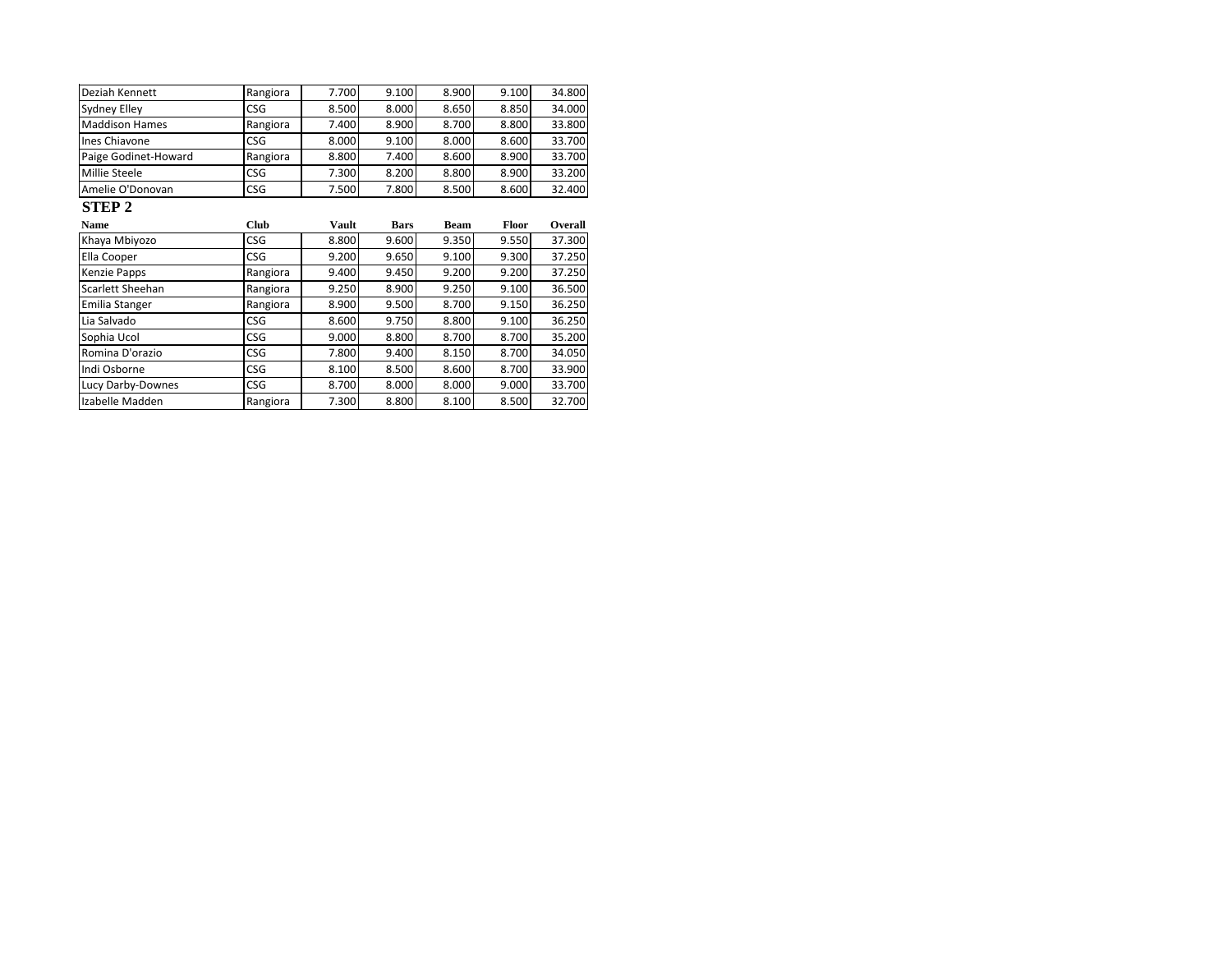| | | | | | | |
|---|---|---|---|---|---|---|
| Deziah Kennett | Rangiora | 7.700 | 9.100 | 8.900 | 9.100 | 34.800 |
| Sydney Elley | CSG | 8.500 | 8.000 | 8.650 | 8.850 | 34.000 |
| Maddison Hames | Rangiora | 7.400 | 8.900 | 8.700 | 8.800 | 33.800 |
| Ines Chiavone | CSG | 8.000 | 9.100 | 8.000 | 8.600 | 33.700 |
| Paige Godinet-Howard | Rangiora | 8.800 | 7.400 | 8.600 | 8.900 | 33.700 |
| Millie Steele | CSG | 7.300 | 8.200 | 8.800 | 8.900 | 33.200 |
| Amelie O'Donovan | CSG | 7.500 | 7.800 | 8.500 | 8.600 | 32.400 |

## STEP 2

| Name | Club | Vault | Bars | Beam | Floor | Overall |
|---|---|---|---|---|---|---|
| Khaya Mbiyozo | CSG | 8.800 | 9.600 | 9.350 | 9.550 | 37.300 |
| Ella Cooper | CSG | 9.200 | 9.650 | 9.100 | 9.300 | 37.250 |
| Kenzie Papps | Rangiora | 9.400 | 9.450 | 9.200 | 9.200 | 37.250 |
| Scarlett Sheehan | Rangiora | 9.250 | 8.900 | 9.250 | 9.100 | 36.500 |
| Emilia Stanger | Rangiora | 8.900 | 9.500 | 8.700 | 9.150 | 36.250 |
| Lia Salvado | CSG | 8.600 | 9.750 | 8.800 | 9.100 | 36.250 |
| Sophia Ucol | CSG | 9.000 | 8.800 | 8.700 | 8.700 | 35.200 |
| Romina D'orazio | CSG | 7.800 | 9.400 | 8.150 | 8.700 | 34.050 |
| Indi Osborne | CSG | 8.100 | 8.500 | 8.600 | 8.700 | 33.900 |
| Lucy Darby-Downes | CSG | 8.700 | 8.000 | 8.000 | 9.000 | 33.700 |
| Izabelle Madden | Rangiora | 7.300 | 8.800 | 8.100 | 8.500 | 32.700 |